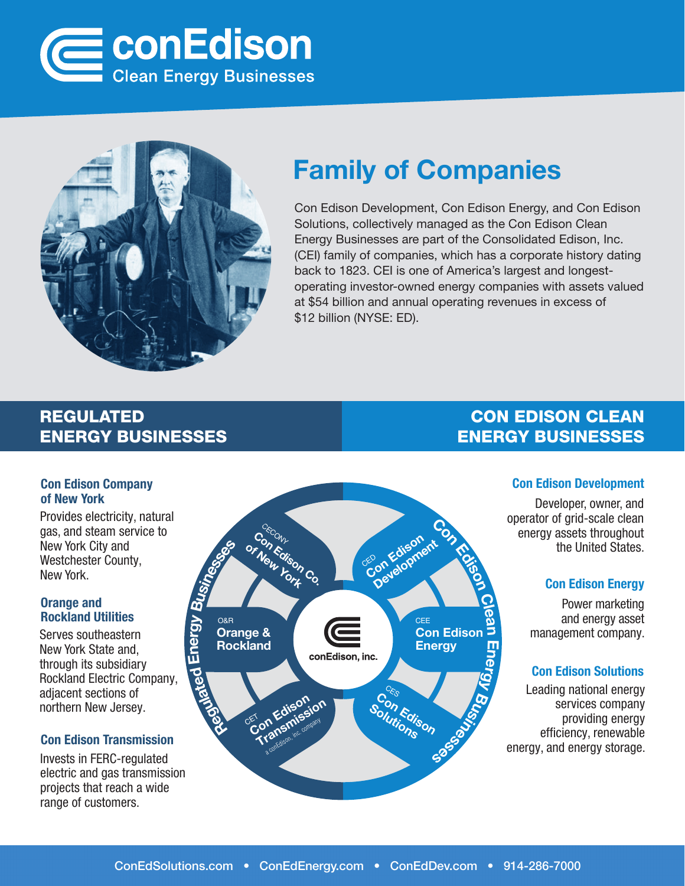# conEdison

Clean Energy Businesses

## Family of Companies

Con Edison Development, Con Edison Energy, and Con Edison Solutions, collectively managed as the Con Edison Clean Energy Businesses are part of the Consolidated Edison, Inc. (CEI) family of companies, which has a corporate history dating back to 1823. CEI is one of America's largest and longest-operating investor-owned energy companies with assets valued at $54 billion and annual operating revenues in excess of $12 billion (NYSE: ED).

## REGULATED ENERGY BUSINESSES

### Con Edison Company of New York

Provides electricity, natural gas, and steam service to New York City and Westchester County, New York.

### Orange and Rockland Utilities

Serves southeastern New York State and, through its subsidiary Rockland Electric Company, adjacent sections of northern New Jersey.

### Con Edison Transmission

Invests in FERC-regulated electric and gas transmission projects that reach a wide range of customers.

## CON EDISON CLEAN ENERGY BUSINESSES

### Con Edison Development

Developer, owner, and operator of grid-scale clean energy assets throughout the United States.

### Con Edison Energy

Power marketing and energy asset management company.

### Con Edison Solutions

Leading national energy services company providing energy efficiency, renewable energy, and energy storage.

ConEdSolutions.com • ConEdEnergy.com • ConEdDev.com • 914-286-7000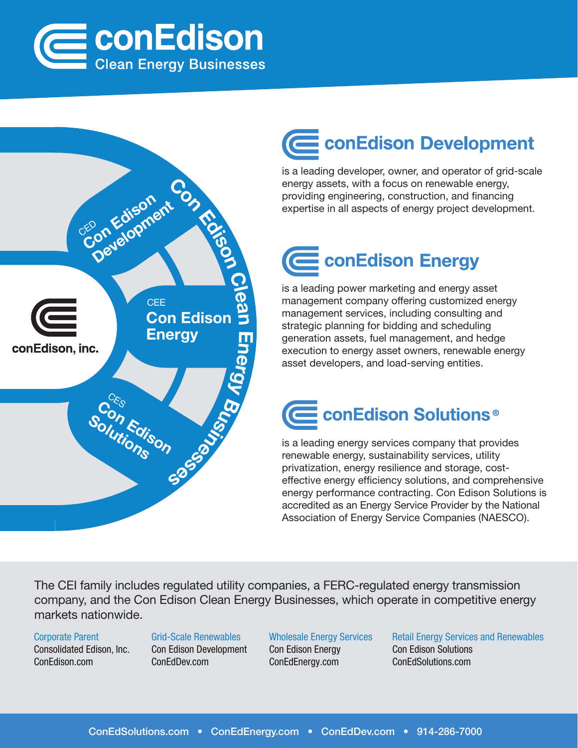# conEdison Clean Energy Businesses

conEdison, inc.

CED Con Edison Development

CEE Con Edison Energy

CES Con Edison Solutions

Con Edison Clean Energy Businesses

## conEdison Development

is a leading developer, owner, and operator of grid-scale energy assets, with a focus on renewable energy, providing engineering, construction, and financing expertise in all aspects of energy project development.

## conEdison Energy

is a leading power marketing and energy asset management company offering customized energy management services, including consulting and strategic planning for bidding and scheduling generation assets, fuel management, and hedge execution to energy asset owners, renewable energy asset developers, and load-serving entities.

## conEdison Solutions®

is a leading energy services company that provides renewable energy, sustainability services, utility privatization, energy resilience and storage, cost-effective energy efficiency solutions, and comprehensive energy performance contracting. Con Edison Solutions is accredited as an Energy Service Provider by the National Association of Energy Service Companies (NAESCO).

The CEI family includes regulated utility companies, a FERC-regulated energy transmission company, and the Con Edison Clean Energy Businesses, which operate in competitive energy markets nationwide.

| Corporate Parent | Grid-Scale Renewables | Wholesale Energy Services | Retail Energy Services and Renewables |
|---|---|---|---|
| Consolidated Edison, Inc. | Con Edison Development | Con Edison Energy | Con Edison Solutions |
| ConEdison.com | ConEdDev.com | ConEdEnergy.com | ConEdSolutions.com |

ConEdSolutions.com • ConEdEnergy.com • ConEdDev.com • 914-286-7000